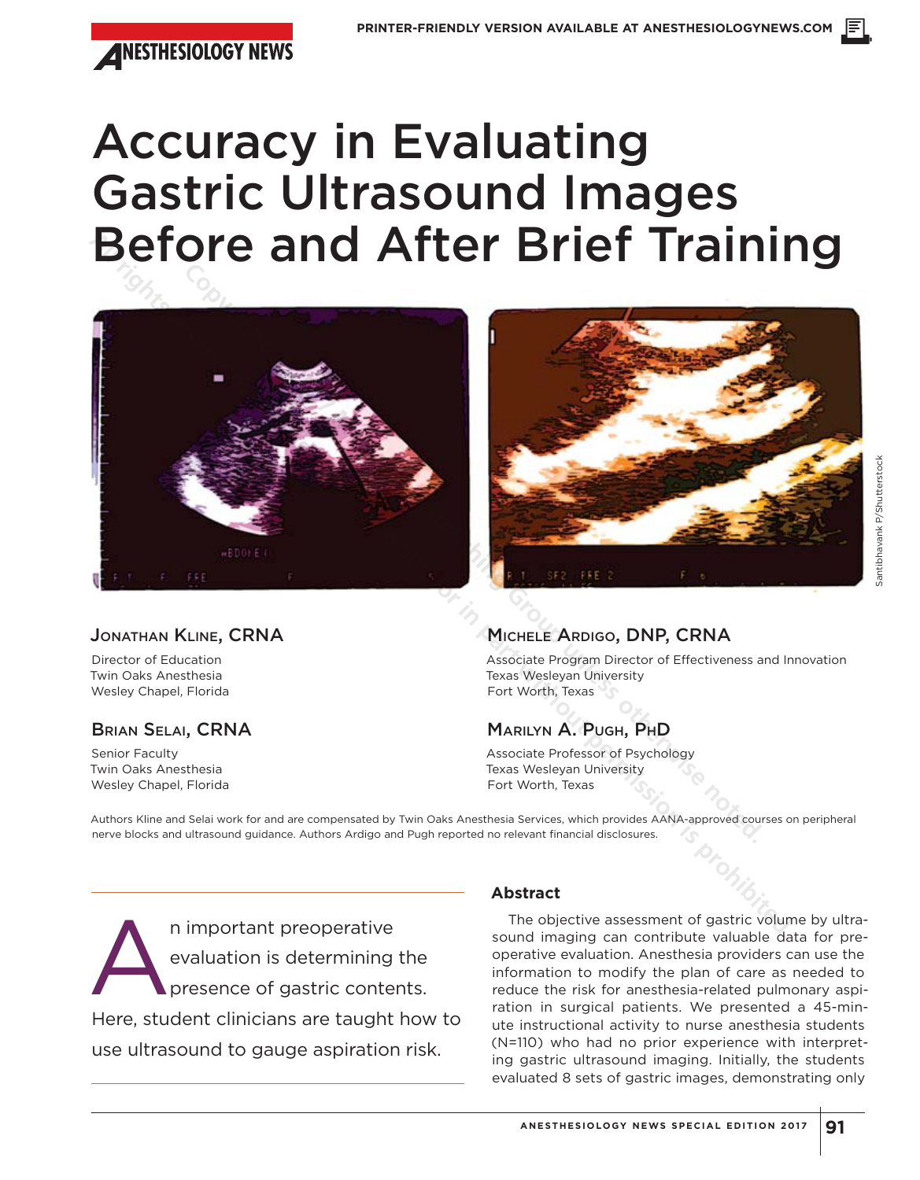# Accuracy in Evaluating Gastric Ultrasound Images Before and After Brief Training

Santibhavank P/Shutterstock

**JONATHAN KLINE, CRNA**

Director of Education
Twin Oaks Anesthesia
Wesley Chapel, Florida

**BRIAN SELAI, CRNA**

Senior Faculty
Twin Oaks Anesthesia
Wesley Chapel, Florida

**MICHELE ARDIGO, DNP, CRNA**

Associate Program Director of Effectiveness and Innovation
Texas Wesleyan University
Fort Worth, Texas

**MARILYN A. PUGH, PHD**

Associate Professor of Psychology
Texas Wesleyan University
Fort Worth, Texas

Authors Kline and Selai work for and are compensated by Twin Oaks Anesthesia Services, which provides AANA-approved courses on peripheral nerve blocks and ultrasound guidance. Authors Ardigo and Pugh reported no relevant financial disclosures.

An important preoperative evaluation is determining the presence of gastric contents. Here, student clinicians are taught how to use ultrasound to gauge aspiration risk.

## Abstract

The objective assessment of gastric volume by ultrasound imaging can contribute valuable data for preoperative evaluation. Anesthesia providers can use the information to modify the plan of care as needed to reduce the risk for anesthesia-related pulmonary aspiration in surgical patients. We presented a 45-minute instructional activity to nurse anesthesia students (N=110) who had no prior experience with interpreting gastric ultrasound imaging. Initially, the students evaluated 8 sets of gastric images, demonstrating only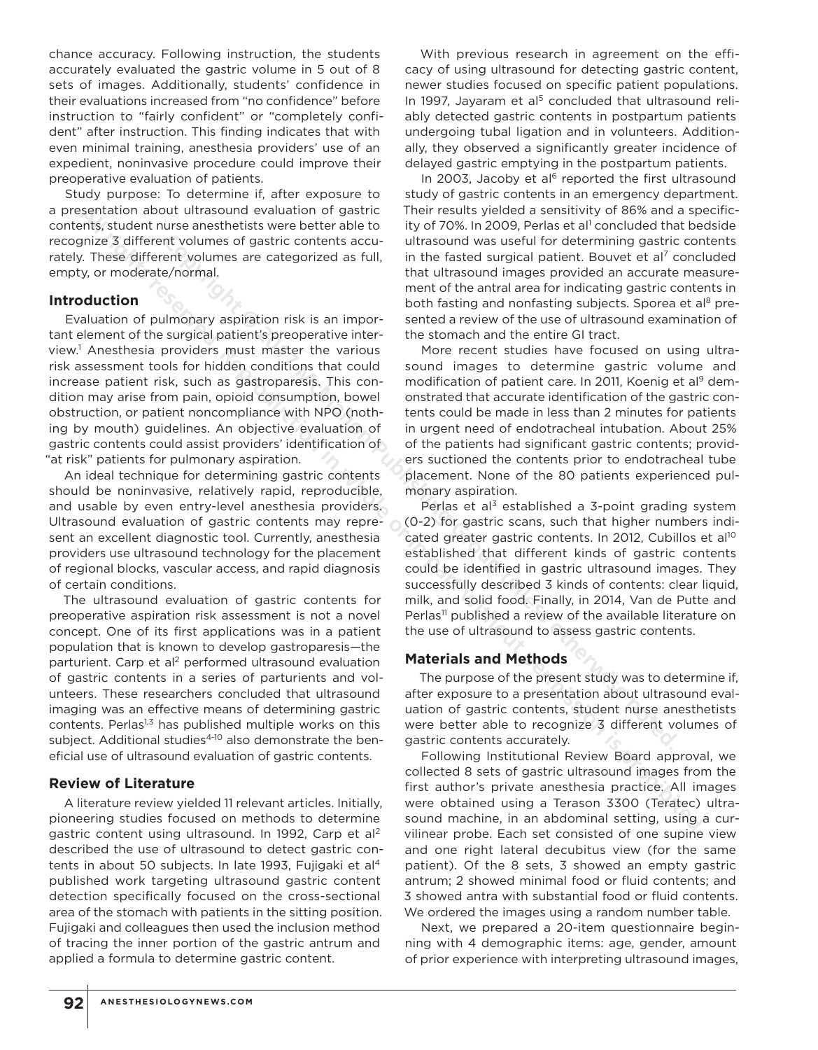chance accuracy. Following instruction, the students accurately evaluated the gastric volume in 5 out of 8 sets of images. Additionally, students' confidence in their evaluations increased from "no confidence" before instruction to "fairly confident" or "completely confident" after instruction. This finding indicates that with even minimal training, anesthesia providers' use of an expedient, noninvasive procedure could improve their preoperative evaluation of patients.

Study purpose: To determine if, after exposure to a presentation about ultrasound evaluation of gastric contents, student nurse anesthetists were better able to recognize 3 different volumes of gastric contents accurately. These different volumes are categorized as full, empty, or moderate/normal.

## Introduction

Evaluation of pulmonary aspiration risk is an important element of the surgical patient's preoperative interview.[1] Anesthesia providers must master the various risk assessment tools for hidden conditions that could increase patient risk, such as gastroparesis. This condition may arise from pain, opioid consumption, bowel obstruction, or patient noncompliance with NPO (nothing by mouth) guidelines. An objective evaluation of gastric contents could assist providers' identification of "at risk" patients for pulmonary aspiration.

An ideal technique for determining gastric contents should be noninvasive, relatively rapid, reproducible, and usable by even entry-level anesthesia providers. Ultrasound evaluation of gastric contents may represent an excellent diagnostic tool. Currently, anesthesia providers use ultrasound technology for the placement of regional blocks, vascular access, and rapid diagnosis of certain conditions.

The ultrasound evaluation of gastric contents for preoperative aspiration risk assessment is not a novel concept. One of its first applications was in a patient population that is known to develop gastroparesis—the parturient. Carp et al[2] performed ultrasound evaluation of gastric contents in a series of parturients and volunteers. These researchers concluded that ultrasound imaging was an effective means of determining gastric contents. Perlas[1,3] has published multiple works on this subject. Additional studies[4-10] also demonstrate the beneficial use of ultrasound evaluation of gastric contents.

## Review of Literature

A literature review yielded 11 relevant articles. Initially, pioneering studies focused on methods to determine gastric content using ultrasound. In 1992, Carp et al[2] described the use of ultrasound to detect gastric contents in about 50 subjects. In late 1993, Fujigaki et al[4] published work targeting ultrasound gastric content detection specifically focused on the cross-sectional area of the stomach with patients in the sitting position. Fujigaki and colleagues then used the inclusion method of tracing the inner portion of the gastric antrum and applied a formula to determine gastric content.

With previous research in agreement on the efficacy of using ultrasound for detecting gastric content, newer studies focused on specific patient populations. In 1997, Jayaram et al[5] concluded that ultrasound reliably detected gastric contents in postpartum patients undergoing tubal ligation and in volunteers. Additionally, they observed a significantly greater incidence of delayed gastric emptying in the postpartum patients.

In 2003, Jacoby et al[6] reported the first ultrasound study of gastric contents in an emergency department. Their results yielded a sensitivity of 86% and a specificity of 70%. In 2009, Perlas et al[1] concluded that bedside ultrasound was useful for determining gastric contents in the fasted surgical patient. Bouvet et al[7] concluded that ultrasound images provided an accurate measurement of the antral area for indicating gastric contents in both fasting and nonfasting subjects. Sporea et al[8] presented a review of the use of ultrasound examination of the stomach and the entire GI tract.

More recent studies have focused on using ultrasound images to determine gastric volume and modification of patient care. In 2011, Koenig et al[9] demonstrated that accurate identification of the gastric contents could be made in less than 2 minutes for patients in urgent need of endotracheal intubation. About 25% of the patients had significant gastric contents; providers suctioned the contents prior to endotracheal tube placement. None of the 80 patients experienced pulmonary aspiration.

Perlas et al[3] established a 3-point grading system (0-2) for gastric scans, such that higher numbers indicated greater gastric contents. In 2012, Cubillos et al[10] established that different kinds of gastric contents could be identified in gastric ultrasound images. They successfully described 3 kinds of contents: clear liquid, milk, and solid food. Finally, in 2014, Van de Putte and Perlas[11] published a review of the available literature on the use of ultrasound to assess gastric contents.

## Materials and Methods

The purpose of the present study was to determine if, after exposure to a presentation about ultrasound evaluation of gastric contents, student nurse anesthetists were better able to recognize 3 different volumes of gastric contents accurately.

Following Institutional Review Board approval, we collected 8 sets of gastric ultrasound images from the first author's private anesthesia practice. All images were obtained using a Terason 3300 (Teratec) ultrasound machine, in an abdominal setting, using a curvilinear probe. Each set consisted of one supine view and one right lateral decubitus view (for the same patient). Of the 8 sets, 3 showed an empty gastric antrum; 2 showed minimal food or fluid contents; and 3 showed antra with substantial food or fluid contents. We ordered the images using a random number table.

Next, we prepared a 20-item questionnaire beginning with 4 demographic items: age, gender, amount of prior experience with interpreting ultrasound images,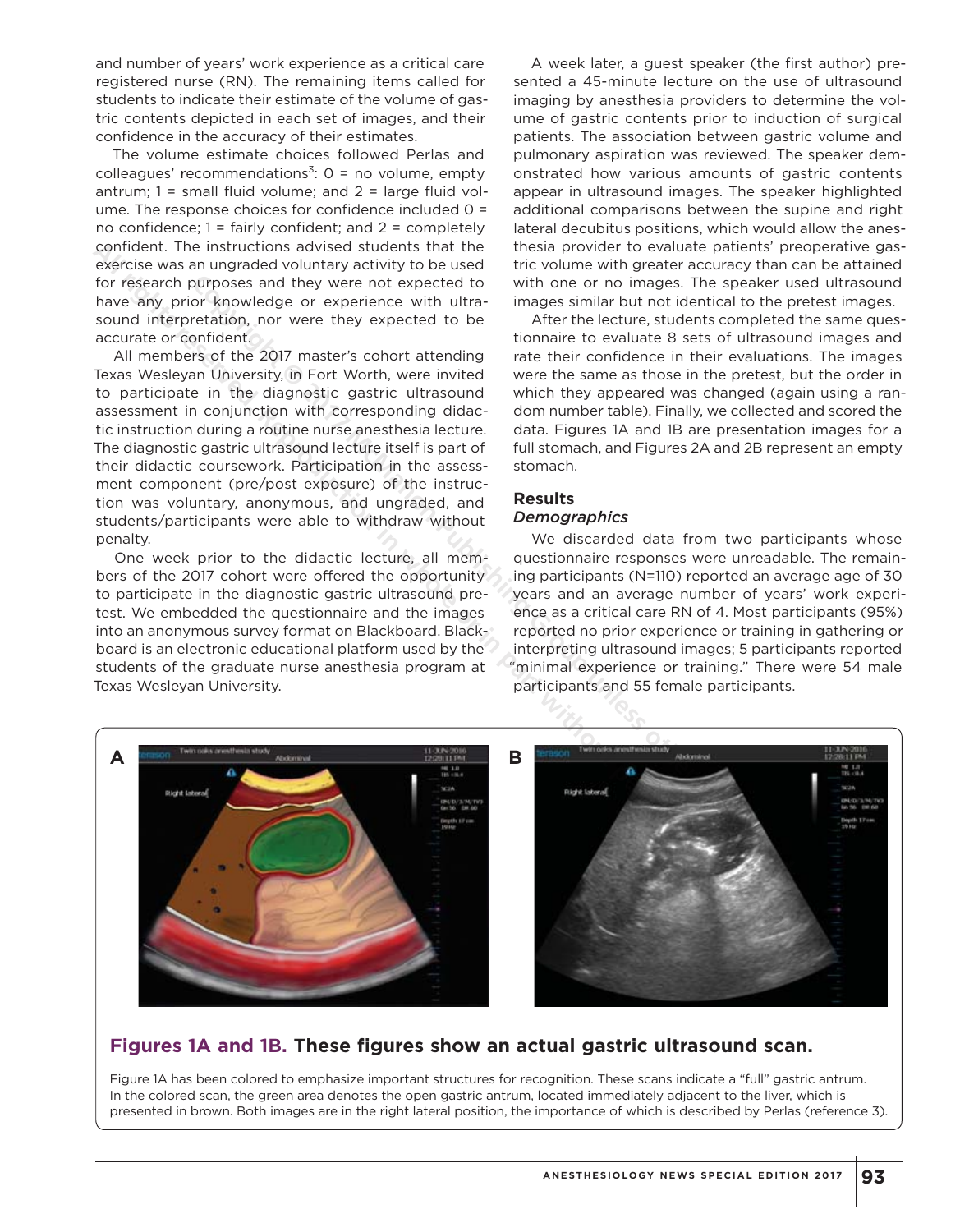and number of years' work experience as a critical care registered nurse (RN). The remaining items called for students to indicate their estimate of the volume of gastric contents depicted in each set of images, and their confidence in the accuracy of their estimates.

The volume estimate choices followed Perlas and colleagues' recommendations[3]: 0 = no volume, empty antrum; 1 = small fluid volume; and 2 = large fluid volume. The response choices for confidence included 0 = no confidence; 1 = fairly confident; and 2 = completely confident. The instructions advised students that the exercise was an ungraded voluntary activity to be used for research purposes and they were not expected to have any prior knowledge or experience with ultrasound interpretation, nor were they expected to be accurate or confident.

All members of the 2017 master's cohort attending Texas Wesleyan University, in Fort Worth, were invited to participate in the diagnostic gastric ultrasound assessment in conjunction with corresponding didactic instruction during a routine nurse anesthesia lecture. The diagnostic gastric ultrasound lecture itself is part of their didactic coursework. Participation in the assessment component (pre/post exposure) of the instruction was voluntary, anonymous, and ungraded, and students/participants were able to withdraw without penalty.

One week prior to the didactic lecture, all members of the 2017 cohort were offered the opportunity to participate in the diagnostic gastric ultrasound pretest. We embedded the questionnaire and the images into an anonymous survey format on Blackboard. Blackboard is an electronic educational platform used by the students of the graduate nurse anesthesia program at Texas Wesleyan University.

A week later, a guest speaker (the first author) presented a 45-minute lecture on the use of ultrasound imaging by anesthesia providers to determine the volume of gastric contents prior to induction of surgical patients. The association between gastric volume and pulmonary aspiration was reviewed. The speaker demonstrated how various amounts of gastric contents appear in ultrasound images. The speaker highlighted additional comparisons between the supine and right lateral decubitus positions, which would allow the anesthesia provider to evaluate patients' preoperative gastric volume with greater accuracy than can be attained with one or no images. The speaker used ultrasound images similar but not identical to the pretest images.

After the lecture, students completed the same questionnaire to evaluate 8 sets of ultrasound images and rate their confidence in their evaluations. The images were the same as those in the pretest, but the order in which they appeared was changed (again using a random number table). Finally, we collected and scored the data. Figures 1A and 1B are presentation images for a full stomach, and Figures 2A and 2B represent an empty stomach.

## Results

### *Demographics*

We discarded data from two participants whose questionnaire responses were unreadable. The remaining participants (N=110) reported an average age of 30 years and an average number of years' work experience as a critical care RN of 4. Most participants (95%) reported no prior experience or training in gathering or interpreting ultrasound images; 5 participants reported "minimal experience or training." There were 54 male participants and 55 female participants.

**Figures 1A and 1B. These figures show an actual gastric ultrasound scan.**

Figure 1A has been colored to emphasize important structures for recognition. These scans indicate a "full" gastric antrum. In the colored scan, the green area denotes the open gastric antrum, located immediately adjacent to the liver, which is presented in brown. Both images are in the right lateral position, the importance of which is described by Perlas (reference 3).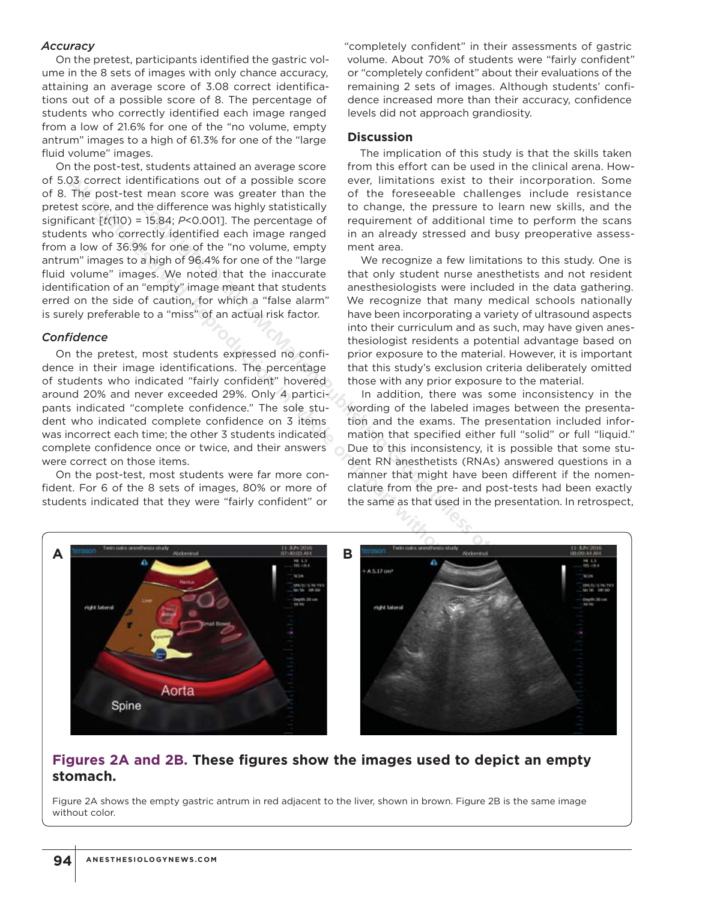### *Accuracy*

On the pretest, participants identified the gastric volume in the 8 sets of images with only chance accuracy, attaining an average score of 3.08 correct identifications out of a possible score of 8. The percentage of students who correctly identified each image ranged from a low of 21.6% for one of the "no volume, empty antrum" images to a high of 61.3% for one of the "large fluid volume" images.

On the post-test, students attained an average score of 5.03 correct identifications out of a possible score of 8. The post-test mean score was greater than the pretest score, and the difference was highly statistically significant [$t(110) = 15.84$; $P<0.001$]. The percentage of students who correctly identified each image ranged from a low of 36.9% for one of the "no volume, empty antrum" images to a high of 96.4% for one of the "large fluid volume" images. We noted that the inaccurate identification of an "empty" image meant that students erred on the side of caution, for which a "false alarm" is surely preferable to a "miss" of an actual risk factor.

### *Confidence*

On the pretest, most students expressed no confidence in their image identifications. The percentage of students who indicated "fairly confident" hovered around 20% and never exceeded 29%. Only 4 participants indicated "complete confidence." The sole student who indicated complete confidence on 3 items was incorrect each time; the other 3 students indicated complete confidence once or twice, and their answers were correct on those items.

On the post-test, most students were far more confident. For 6 of the 8 sets of images, 80% or more of students indicated that they were "fairly confident" or "completely confident" in their assessments of gastric volume. About 70% of students were "fairly confident" or "completely confident" about their evaluations of the remaining 2 sets of images. Although students' confidence increased more than their accuracy, confidence levels did not approach grandiosity.

## Discussion

The implication of this study is that the skills taken from this effort can be used in the clinical arena. However, limitations exist to their incorporation. Some of the foreseeable challenges include resistance to change, the pressure to learn new skills, and the requirement of additional time to perform the scans in an already stressed and busy preoperative assessment area.

We recognize a few limitations to this study. One is that only student nurse anesthetists and not resident anesthesiologists were included in the data gathering. We recognize that many medical schools nationally have been incorporating a variety of ultrasound aspects into their curriculum and as such, may have given anesthesiologist residents a potential advantage based on prior exposure to the material. However, it is important that this study's exclusion criteria deliberately omitted those with any prior exposure to the material.

In addition, there was some inconsistency in the wording of the labeled images between the presentation and the exams. The presentation included information that specified either full "solid" or full "liquid." Due to this inconsistency, it is possible that some student RN anesthetists (RNAs) answered questions in a manner that might have been different if the nomenclature from the pre- and post-tests had been exactly the same as that used in the presentation. In retrospect,

**Figures 2A and 2B. These figures show the images used to depict an empty stomach.**

Figure 2A shows the empty gastric antrum in red adjacent to the liver, shown in brown. Figure 2B is the same image without color.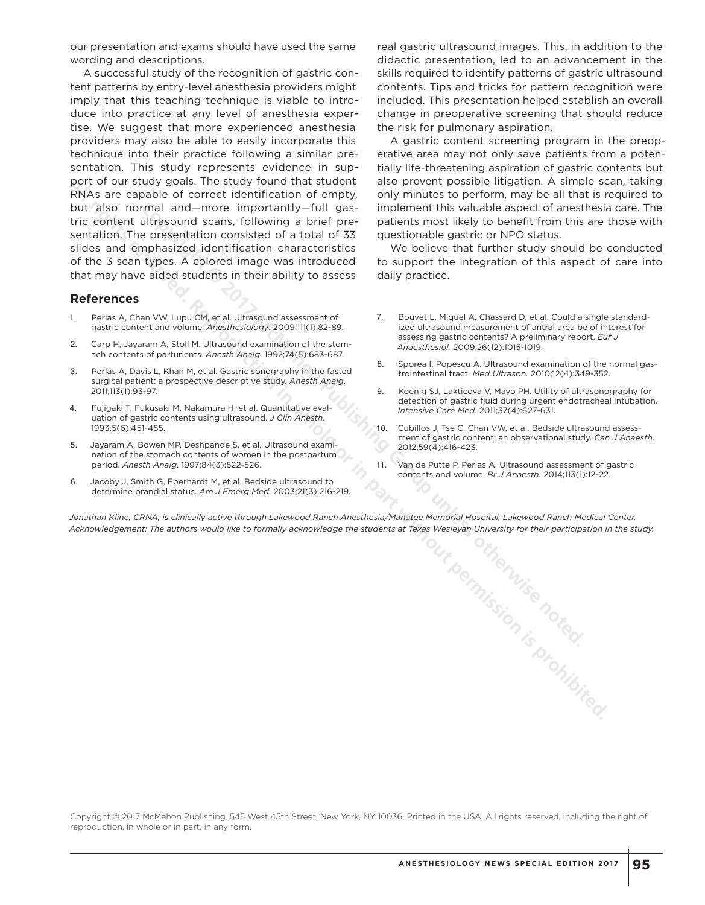our presentation and exams should have used the same wording and descriptions.

A successful study of the recognition of gastric content patterns by entry-level anesthesia providers might imply that this teaching technique is viable to introduce into practice at any level of anesthesia expertise. We suggest that more experienced anesthesia providers may also be able to easily incorporate this technique into their practice following a similar presentation. This study represents evidence in support of our study goals. The study found that student RNAs are capable of correct identification of empty, but also normal and—more importantly—full gastric content ultrasound scans, following a brief presentation. The presentation consisted of a total of 33 slides and emphasized identification characteristics of the 3 scan types. A colored image was introduced that may have aided students in their ability to assess real gastric ultrasound images. This, in addition to the didactic presentation, led to an advancement in the skills required to identify patterns of gastric ultrasound contents. Tips and tricks for pattern recognition were included. This presentation helped establish an overall change in preoperative screening that should reduce the risk for pulmonary aspiration.

A gastric content screening program in the preoperative area may not only save patients from a potentially life-threatening aspiration of gastric contents but also prevent possible litigation. A simple scan, taking only minutes to perform, may be all that is required to implement this valuable aspect of anesthesia care. The patients most likely to benefit from this are those with questionable gastric or NPO status.

We believe that further study should be conducted to support the integration of this aspect of care into daily practice.

## References

1. Perlas A, Chan VW, Lupu CM, et al. Ultrasound assessment of gastric content and volume. *Anesthesiology*. 2009;111(1):82-89.
2. Carp H, Jayaram A, Stoll M. Ultrasound examination of the stomach contents of parturients. *Anesth Analg*. 1992;74(5):683-687.
3. Perlas A, Davis L, Khan M, et al. Gastric sonography in the fasted surgical patient: a prospective descriptive study. *Anesth Analg*. 2011;113(1):93-97.
4. Fujigaki T, Fukusaki M, Nakamura H, et al. Quantitative evaluation of gastric contents using ultrasound. *J Clin Anesth*. 1993;5(6):451-455.
5. Jayaram A, Bowen MP, Deshpande S, et al. Ultrasound examination of the stomach contents of women in the postpartum period. *Anesth Analg*. 1997;84(3):522-526.
6. Jacoby J, Smith G, Eberhardt M, et al. Bedside ultrasound to determine prandial status. *Am J Emerg Med.* 2003;21(3):216-219.
7. Bouvet L, Miquel A, Chassard D, et al. Could a single standardized ultrasound measurement of antral area be of interest for assessing gastric contents? A preliminary report. *Eur J Anaesthesiol.* 2009;26(12):1015-1019.
8. Sporea I, Popescu A. Ultrasound examination of the normal gastrointestinal tract. *Med Ultrason.* 2010;12(4):349-352.
9. Koenig SJ, Lakticova V, Mayo PH. Utility of ultrasonography for detection of gastric fluid during urgent endotracheal intubation. *Intensive Care Med*. 2011;37(4):627-631.
10. Cubillos J, Tse C, Chan VW, et al. Bedside ultrasound assessment of gastric content: an observational study. *Can J Anaesth*. 2012;59(4):416-423.
11. Van de Putte P, Perlas A. Ultrasound assessment of gastric contents and volume. *Br J Anaesth.* 2014;113(1):12-22.

*Jonathan Kline, CRNA, is clinically active through Lakewood Ranch Anesthesia/Manatee Memorial Hospital, Lakewood Ranch Medical Center.*
*Acknowledgement: The authors would like to formally acknowledge the students at Texas Wesleyan University for their participation in the study.*

Copyright © 2017 McMahon Publishing, 545 West 45th Street, New York, NY 10036. Printed in the USA. All rights reserved, including the right of reproduction, in whole or in part, in any form.